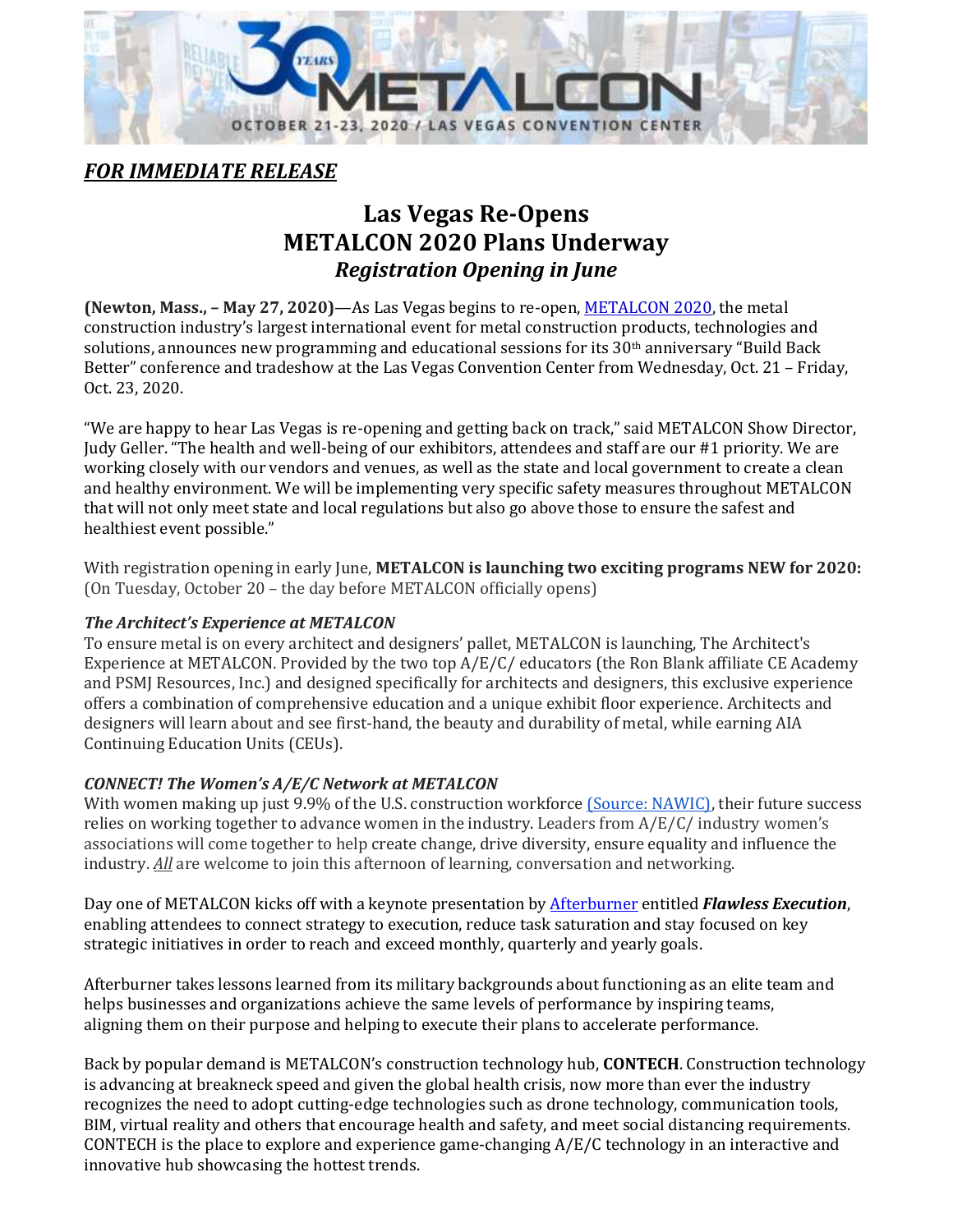*__FOR IMMEDIATE RELEASE__*

# Las Vegas Re-Opens
# METALCON 2020 Plans Underway
## *Registration Opening in June*

**(Newton, Mass., – May 27, 2020)**—As Las Vegas begins to re-open, METALCON 2020, the metal construction industry's largest international event for metal construction products, technologies and solutions, announces new programming and educational sessions for its 30th anniversary "Build Back Better" conference and tradeshow at the Las Vegas Convention Center from Wednesday, Oct. 21 – Friday, Oct. 23, 2020.

"We are happy to hear Las Vegas is re-opening and getting back on track," said METALCON Show Director, Judy Geller. "The health and well-being of our exhibitors, attendees and staff are our #1 priority. We are working closely with our vendors and venues, as well as the state and local government to create a clean and healthy environment. We will be implementing very specific safety measures throughout METALCON that will not only meet state and local regulations but also go above those to ensure the safest and healthiest event possible."

With registration opening in early June, **METALCON is launching two exciting programs NEW for 2020:** (On Tuesday, October 20 – the day before METALCON officially opens)

***The Architect's Experience at METALCON***
To ensure metal is on every architect and designers' pallet, METALCON is launching, The Architect's Experience at METALCON. Provided by the two top A/E/C/ educators (the Ron Blank affiliate CE Academy and PSMJ Resources, Inc.) and designed specifically for architects and designers, this exclusive experience offers a combination of comprehensive education and a unique exhibit floor experience. Architects and designers will learn about and see first-hand, the beauty and durability of metal, while earning AIA Continuing Education Units (CEUs).

***CONNECT! The Women's A/E/C Network at METALCON***
With women making up just 9.9% of the U.S. construction workforce (Source: NAWIC), their future success relies on working together to advance women in the industry. Leaders from A/E/C/ industry women's associations will come together to help create change, drive diversity, ensure equality and influence the industry. *__All__* are welcome to join this afternoon of learning, conversation and networking.

Day one of METALCON kicks off with a keynote presentation by Afterburner entitled ***Flawless Execution***, enabling attendees to connect strategy to execution, reduce task saturation and stay focused on key strategic initiatives in order to reach and exceed monthly, quarterly and yearly goals.

Afterburner takes lessons learned from its military backgrounds about functioning as an elite team and helps businesses and organizations achieve the same levels of performance by inspiring teams, aligning them on their purpose and helping to execute their plans to accelerate performance.

Back by popular demand is METALCON's construction technology hub, **CONTECH**. Construction technology is advancing at breakneck speed and given the global health crisis, now more than ever the industry recognizes the need to adopt cutting-edge technologies such as drone technology, communication tools, BIM, virtual reality and others that encourage health and safety, and meet social distancing requirements. CONTECH is the place to explore and experience game-changing A/E/C technology in an interactive and innovative hub showcasing the hottest trends.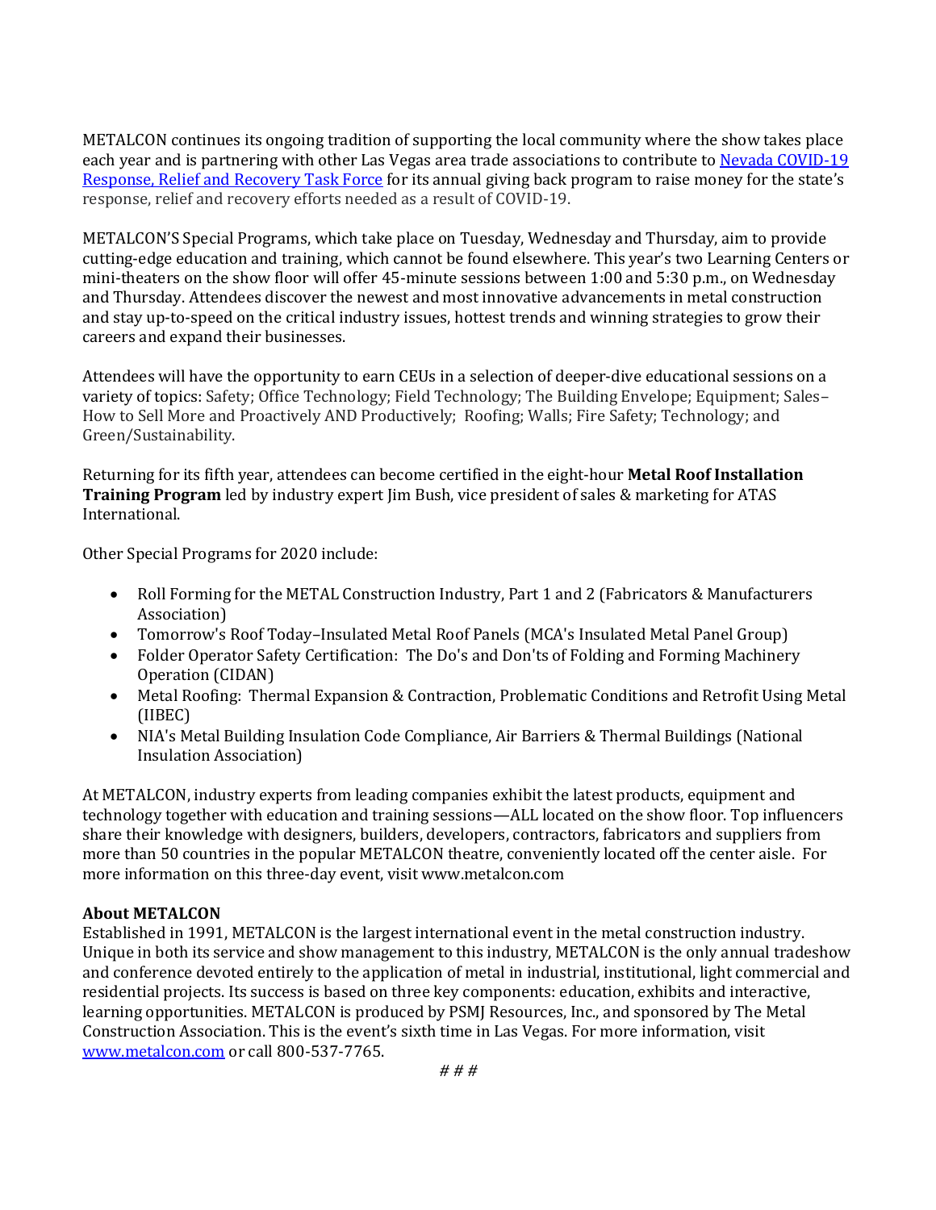METALCON continues its ongoing tradition of supporting the local community where the show takes place each year and is partnering with other Las Vegas area trade associations to contribute to [Nevada COVID-19 Response, Relief and Recovery Task Force](#) for its annual giving back program to raise money for the state's response, relief and recovery efforts needed as a result of COVID-19.

METALCON'S Special Programs, which take place on Tuesday, Wednesday and Thursday, aim to provide cutting-edge education and training, which cannot be found elsewhere. This year's two Learning Centers or mini-theaters on the show floor will offer 45-minute sessions between 1:00 and 5:30 p.m., on Wednesday and Thursday. Attendees discover the newest and most innovative advancements in metal construction and stay up-to-speed on the critical industry issues, hottest trends and winning strategies to grow their careers and expand their businesses.

Attendees will have the opportunity to earn CEUs in a selection of deeper-dive educational sessions on a variety of topics: Safety; Office Technology; Field Technology; The Building Envelope; Equipment; Sales–How to Sell More and Proactively AND Productively; Roofing; Walls; Fire Safety; Technology; and Green/Sustainability.

Returning for its fifth year, attendees can become certified in the eight-hour **Metal Roof Installation Training Program** led by industry expert Jim Bush, vice president of sales & marketing for ATAS International.

Other Special Programs for 2020 include:

- Roll Forming for the METAL Construction Industry, Part 1 and 2 (Fabricators & Manufacturers Association)
- Tomorrow's Roof Today–Insulated Metal Roof Panels (MCA's Insulated Metal Panel Group)
- Folder Operator Safety Certification: The Do's and Don'ts of Folding and Forming Machinery Operation (CIDAN)
- Metal Roofing: Thermal Expansion & Contraction, Problematic Conditions and Retrofit Using Metal (IIBEC)
- NIA's Metal Building Insulation Code Compliance, Air Barriers & Thermal Buildings (National Insulation Association)

At METALCON, industry experts from leading companies exhibit the latest products, equipment and technology together with education and training sessions—ALL located on the show floor. Top influencers share their knowledge with designers, builders, developers, contractors, fabricators and suppliers from more than 50 countries in the popular METALCON theatre, conveniently located off the center aisle. For more information on this three-day event, visit www.metalcon.com

**About METALCON**
Established in 1991, METALCON is the largest international event in the metal construction industry. Unique in both its service and show management to this industry, METALCON is the only annual tradeshow and conference devoted entirely to the application of metal in industrial, institutional, light commercial and residential projects. Its success is based on three key components: education, exhibits and interactive, learning opportunities. METALCON is produced by PSMJ Resources, Inc., and sponsored by The Metal Construction Association. This is the event's sixth time in Las Vegas. For more information, visit [www.metalcon.com](http://www.metalcon.com) or call 800-537-7765.

# # #